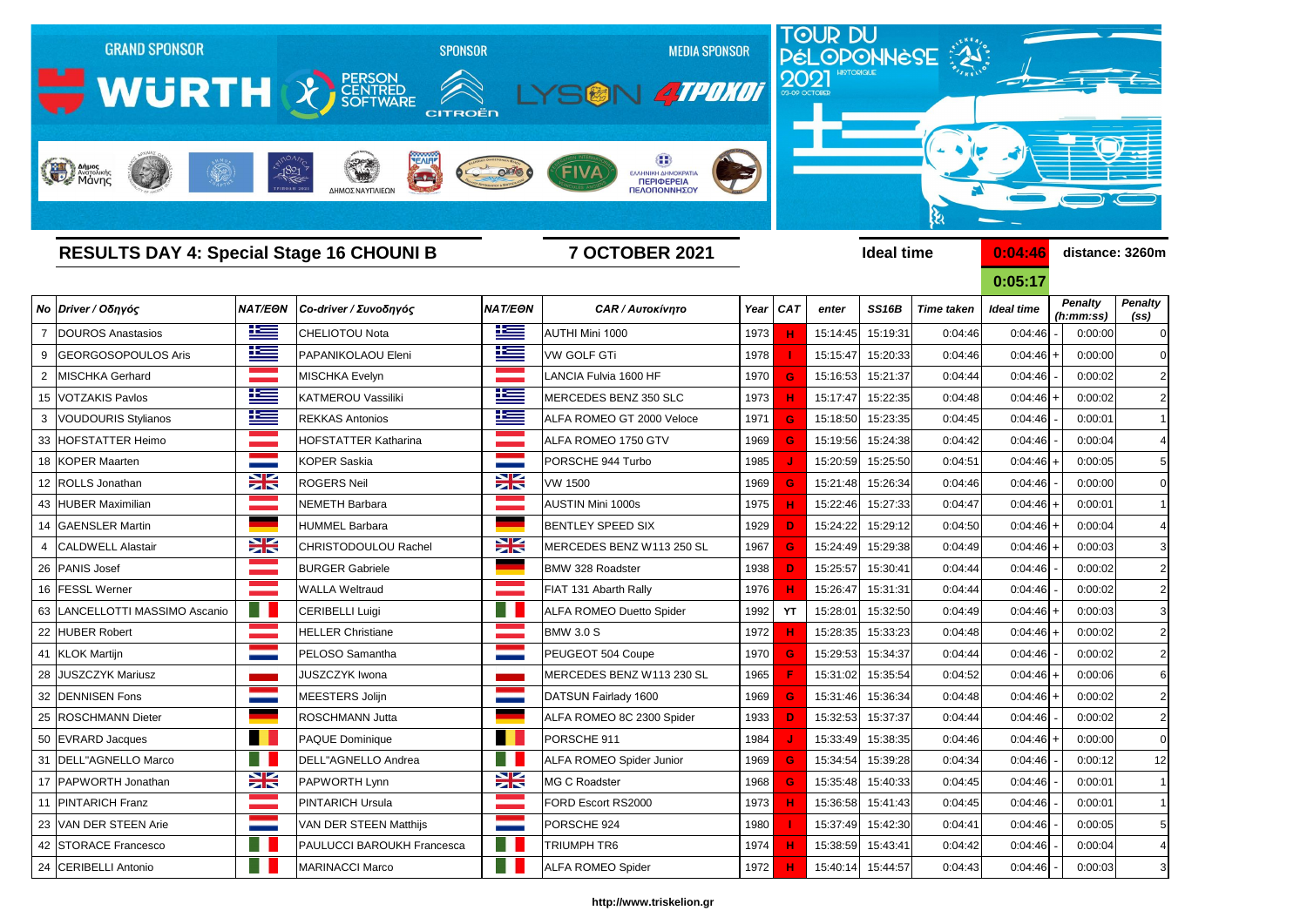GRAND SPONSOR WÜRTH | SPONSOR PERSON CENTRED SOFTWARE CITROËN | MEDIA SPONSOR LYSON 4TPOXOI

TOUR DU PÉLOPONNÈSE HISTORIQUE 2021 03-09 OCTOBER

## RESULTS DAY 4: Special Stage 16 CHOUNI B

**7 OCTOBER 2021**

Ideal time **0:04:46** distance: 3260m

**0:05:17**

| No | Driver / Οδηγός | NAT/ΕΘΝ | Co-driver / Συνοδηγός | NAT/ΕΘΝ | CAR / Αυτοκίνητο | Year | CAT | enter | SS16B | Time taken | Ideal time | | Penalty (h:mm:ss) | Penalty (ss) |
|---|---|---|---|---|---|---|---|---|---|---|---|---|---|---|
| 7 | DOUROS Anastasios | | CHELIOTOU Nota | | AUTHI Mini 1000 | 1973 | H | 15:14:45 | 15:19:31 | 0:04:46 | 0:04:46 | - | 0:00:00 | 0 |
| 9 | GEORGOSOPOULOS Aris | | PAPANIKOLAOU Eleni | | VW GOLF GTi | 1978 | I | 15:15:47 | 15:20:33 | 0:04:46 | 0:04:46 | + | 0:00:00 | 0 |
| 2 | MISCHKA Gerhard | | MISCHKA Evelyn | | LANCIA Fulvia 1600 HF | 1970 | G | 15:16:53 | 15:21:37 | 0:04:44 | 0:04:46 | - | 0:00:02 | 2 |
| 15 | VOTZAKIS Pavlos | | KATMEROU Vassiliki | | MERCEDES BENZ 350 SLC | 1973 | H | 15:17:47 | 15:22:35 | 0:04:48 | 0:04:46 | + | 0:00:02 | 2 |
| 3 | VOUDOURIS Stylianos | | REKKAS Antonios | | ALFA ROMEO GT 2000 Veloce | 1971 | G | 15:18:50 | 15:23:35 | 0:04:45 | 0:04:46 | - | 0:00:01 | 1 |
| 33 | HOFSTATTER Heimo | | HOFSTATTER Katharina | | ALFA ROMEO 1750 GTV | 1969 | G | 15:19:56 | 15:24:38 | 0:04:42 | 0:04:46 | - | 0:00:04 | 4 |
| 18 | KOPER Maarten | | KOPER Saskia | | PORSCHE 944 Turbo | 1985 | J | 15:20:59 | 15:25:50 | 0:04:51 | 0:04:46 | + | 0:00:05 | 5 |
| 12 | ROLLS Jonathan | | ROGERS Neil | | VW 1500 | 1969 | G | 15:21:48 | 15:26:34 | 0:04:46 | 0:04:46 | - | 0:00:00 | 0 |
| 43 | HUBER Maximilian | | NEMETH Barbara | | AUSTIN Mini 1000s | 1975 | H | 15:22:46 | 15:27:33 | 0:04:47 | 0:04:46 | + | 0:00:01 | 1 |
| 14 | GAENSLER Martin | | HUMMEL Barbara | | BENTLEY SPEED SIX | 1929 | D | 15:24:22 | 15:29:12 | 0:04:50 | 0:04:46 | + | 0:00:04 | 4 |
| 4 | CALDWELL Alastair | | CHRISTODOULOU Rachel | | MERCEDES BENZ W113 250 SL | 1967 | G | 15:24:49 | 15:29:38 | 0:04:49 | 0:04:46 | + | 0:00:03 | 3 |
| 26 | PANIS Josef | | BURGER Gabriele | | BMW 328 Roadster | 1938 | D | 15:25:57 | 15:30:41 | 0:04:44 | 0:04:46 | - | 0:00:02 | 2 |
| 16 | FESSL Werner | | WALLA Weltraud | | FIAT 131 Abarth Rally | 1976 | H | 15:26:47 | 15:31:31 | 0:04:44 | 0:04:46 | - | 0:00:02 | 2 |
| 63 | LANCELLOTTI MASSIMO Ascanio | | CERIBELLI Luigi | | ALFA ROMEO Duetto Spider | 1992 | YT | 15:28:01 | 15:32:50 | 0:04:49 | 0:04:46 | + | 0:00:03 | 3 |
| 22 | HUBER Robert | | HELLER Christiane | | BMW 3.0 S | 1972 | H | 15:28:35 | 15:33:23 | 0:04:48 | 0:04:46 | + | 0:00:02 | 2 |
| 41 | KLOK Martijn | | PELOSO Samantha | | PEUGEOT 504 Coupe | 1970 | G | 15:29:53 | 15:34:37 | 0:04:44 | 0:04:46 | - | 0:00:02 | 2 |
| 28 | JUSZCZYK Mariusz | | JUSZCZYK Iwona | | MERCEDES BENZ W113 230 SL | 1965 | F | 15:31:02 | 15:35:54 | 0:04:52 | 0:04:46 | + | 0:00:06 | 6 |
| 32 | DENNISEN Fons | | MEESTERS Jolijn | | DATSUN Fairlady 1600 | 1969 | G | 15:31:46 | 15:36:34 | 0:04:48 | 0:04:46 | + | 0:00:02 | 2 |
| 25 | ROSCHMANN Dieter | | ROSCHMANN Jutta | | ALFA ROMEO 8C 2300 Spider | 1933 | D | 15:32:53 | 15:37:37 | 0:04:44 | 0:04:46 | - | 0:00:02 | 2 |
| 50 | EVRARD Jacques | | PAQUE Dominique | | PORSCHE 911 | 1984 | J | 15:33:49 | 15:38:35 | 0:04:46 | 0:04:46 | + | 0:00:00 | 0 |
| 31 | DELL"AGNELLO Marco | | DELL"AGNELLO Andrea | | ALFA ROMEO Spider Junior | 1969 | G | 15:34:54 | 15:39:28 | 0:04:34 | 0:04:46 | - | 0:00:12 | 12 |
| 17 | PAPWORTH Jonathan | | PAPWORTH Lynn | | MG C Roadster | 1968 | G | 15:35:48 | 15:40:33 | 0:04:45 | 0:04:46 | - | 0:00:01 | 1 |
| 11 | PINTARICH Franz | | PINTARICH Ursula | | FORD Escort RS2000 | 1973 | H | 15:36:58 | 15:41:43 | 0:04:45 | 0:04:46 | - | 0:00:01 | 1 |
| 23 | VAN DER STEEN Arie | | VAN DER STEEN Matthijs | | PORSCHE 924 | 1980 | I | 15:37:49 | 15:42:30 | 0:04:41 | 0:04:46 | - | 0:00:05 | 5 |
| 42 | STORACE Francesco | | PAULUCCI BAROUKH Francesca | | TRIUMPH TR6 | 1974 | H | 15:38:59 | 15:43:41 | 0:04:42 | 0:04:46 | - | 0:00:04 | 4 |
| 24 | CERIBELLI Antonio | | MARINACCI Marco | | ALFA ROMEO Spider | 1972 | H | 15:40:14 | 15:44:57 | 0:04:43 | 0:04:46 | - | 0:00:03 | 3 |

http://www.triskelion.gr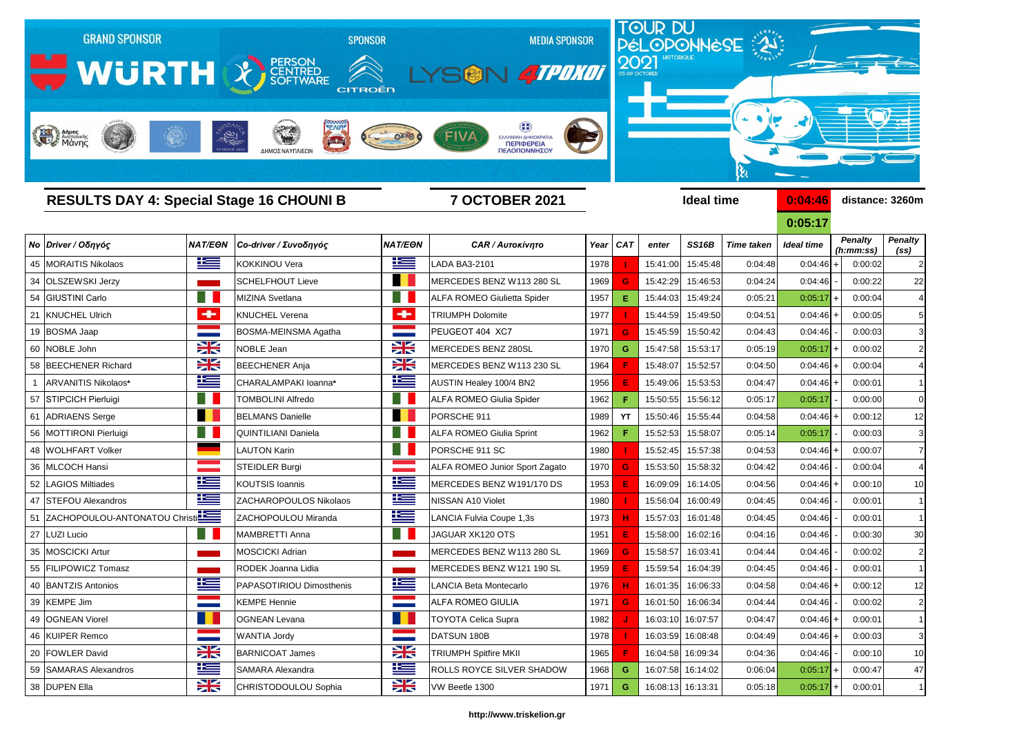GRAND SPONSOR WÜRTH — SPONSOR PERSON CENTRED SOFTWARE — CITROËN — MEDIA SPONSOR LYSON 4TPOXOI

TOUR DU PÉLOPONNÈSE HISTORIQUE 2021 — 03-09 OCTOBER

## RESULTS DAY 4: Special Stage 16 CHOUNI B

**7 OCTOBER 2021**

**Ideal time** 0:04:46 / 0:05:17 — **distance: 3260m**

| No | Driver / Οδηγός | NAT/ΕΘΝ | Co-driver / Συνοδηγός | NAT/ΕΘΝ | CAR / Αυτοκίνητο | Year | CAT | enter | SS16B | Time taken | Ideal time | | Penalty (h:mm:ss) | Penalty (ss) |
|---|---|---|---|---|---|---|---|---|---|---|---|---|---|---|
| 45 | MORAITIS Nikolaos | | KOKKINOU Vera | | LADA BA3-2101 | 1978 | I | 15:41:00 | 15:45:48 | 0:04:48 | 0:04:46 | + | 0:00:02 | 2 |
| 34 | OLSZEWSKI Jerzy | | SCHELFHOUT Lieve | | MERCEDES BENZ W113 280 SL | 1969 | G | 15:42:29 | 15:46:53 | 0:04:24 | 0:04:46 | - | 0:00:22 | 22 |
| 54 | GIUSTINI Carlo | | MIZINA Svetlana | | ALFA ROMEO Giulietta Spider | 1957 | E | 15:44:03 | 15:49:24 | 0:05:21 | 0:05:17 | + | 0:00:04 | 4 |
| 21 | KNUCHEL Ulrich | | KNUCHEL Verena | | TRIUMPH Dolomite | 1977 | I | 15:44:59 | 15:49:50 | 0:04:51 | 0:04:46 | + | 0:00:05 | 5 |
| 19 | BOSMA Jaap | | BOSMA-MEINSMA Agatha | | PEUGEOT 404 XC7 | 1971 | G | 15:45:59 | 15:50:42 | 0:04:43 | 0:04:46 | - | 0:00:03 | 3 |
| 60 | NOBLE John | | NOBLE Jean | | MERCEDES BENZ 280SL | 1970 | G | 15:47:58 | 15:53:17 | 0:05:19 | 0:05:17 | + | 0:00:02 | 2 |
| 58 | BEECHENER Richard | | BEECHENER Anja | | MERCEDES BENZ W113 230 SL | 1964 | F | 15:48:07 | 15:52:57 | 0:04:50 | 0:04:46 | + | 0:00:04 | 4 |
| 1 | ARVANITIS Nikolaos* | | CHARALAMPAKI Ioanna* | | AUSTIN Healey 100/4 BN2 | 1956 | E | 15:49:06 | 15:53:53 | 0:04:47 | 0:04:46 | + | 0:00:01 | 1 |
| 57 | STIPCICH Pierluigi | | TOMBOLINI Alfredo | | ALFA ROMEO Giulia Spider | 1962 | F | 15:50:55 | 15:56:12 | 0:05:17 | 0:05:17 | - | 0:00:00 | 0 |
| 61 | ADRIAENS Serge | | BELMANS Danielle | | PORSCHE 911 | 1989 | YT | 15:50:46 | 15:55:44 | 0:04:58 | 0:04:46 | + | 0:00:12 | 12 |
| 56 | MOTTIRONI Pierluigi | | QUINTILIANI Daniela | | ALFA ROMEO Giulia Sprint | 1962 | F | 15:52:53 | 15:58:07 | 0:05:14 | 0:05:17 | - | 0:00:03 | 3 |
| 48 | WOLHFART Volker | | LAUTON Karin | | PORSCHE 911 SC | 1980 | I | 15:52:45 | 15:57:38 | 0:04:53 | 0:04:46 | + | 0:00:07 | 7 |
| 36 | MLCOCH Hansi | | STEIDLER Burgi | | ALFA ROMEO Junior Sport Zagato | 1970 | G | 15:53:50 | 15:58:32 | 0:04:42 | 0:04:46 | - | 0:00:04 | 4 |
| 52 | LAGIOS Miltiades | | KOUTSIS Ioannis | | MERCEDES BENZ W191/170 DS | 1953 | E | 16:09:09 | 16:14:05 | 0:04:56 | 0:04:46 | + | 0:00:10 | 10 |
| 47 | STEFOU Alexandros | | ZACHAROPOULOS Nikolaos | | NISSAN A10 Violet | 1980 | I | 15:56:04 | 16:00:49 | 0:04:45 | 0:04:46 | - | 0:00:01 | 1 |
| 51 | ZACHOPOULOU-ANTONATOU Christi | | ZACHOPOULOU Miranda | | LANCIA Fulvia Coupe 1,3s | 1973 | H | 15:57:03 | 16:01:48 | 0:04:45 | 0:04:46 | - | 0:00:01 | 1 |
| 27 | LUZI Lucio | | MAMBRETTI Anna | | JAGUAR XK120 OTS | 1951 | E | 15:58:00 | 16:02:16 | 0:04:16 | 0:04:46 | - | 0:00:30 | 30 |
| 35 | MOSCICKI Artur | | MOSCICKI Adrian | | MERCEDES BENZ W113 280 SL | 1969 | G | 15:58:57 | 16:03:41 | 0:04:44 | 0:04:46 | - | 0:00:02 | 2 |
| 55 | FILIPOWICZ Tomasz | | RODEK Joanna Lidia | | MERCEDES BENZ W121 190 SL | 1959 | E | 15:59:54 | 16:04:39 | 0:04:45 | 0:04:46 | - | 0:00:01 | 1 |
| 40 | BANTZIS Antonios | | PAPASOTIRIOU Dimosthenis | | LANCIA Beta Montecarlo | 1976 | H | 16:01:35 | 16:06:33 | 0:04:58 | 0:04:46 | + | 0:00:12 | 12 |
| 39 | KEMPE Jim | | KEMPE Hennie | | ALFA ROMEO GIULIA | 1971 | G | 16:01:50 | 16:06:34 | 0:04:44 | 0:04:46 | - | 0:00:02 | 2 |
| 49 | OGNEAN Viorel | | OGNEAN Levana | | TOYOTA Celica Supra | 1982 | J | 16:03:10 | 16:07:57 | 0:04:47 | 0:04:46 | + | 0:00:01 | 1 |
| 46 | KUIPER Remco | | WANTIA Jordy | | DATSUN 180B | 1978 | I | 16:03:59 | 16:08:48 | 0:04:49 | 0:04:46 | + | 0:00:03 | 3 |
| 20 | FOWLER David | | BARNICOAT James | | TRIUMPH Spitfire MKII | 1965 | F | 16:04:58 | 16:09:34 | 0:04:36 | 0:04:46 | - | 0:00:10 | 10 |
| 59 | SAMARAS Alexandros | | SAMARA Alexandra | | ROLLS ROYCE SILVER SHADOW | 1968 | G | 16:07:58 | 16:14:02 | 0:06:04 | 0:05:17 | + | 0:00:47 | 47 |
| 38 | DUPEN Ella | | CHRISTODOULOU Sophia | | VW Beetle 1300 | 1971 | G | 16:08:13 | 16:13:31 | 0:05:18 | 0:05:17 | + | 0:00:01 | 1 |

http://www.triskelion.gr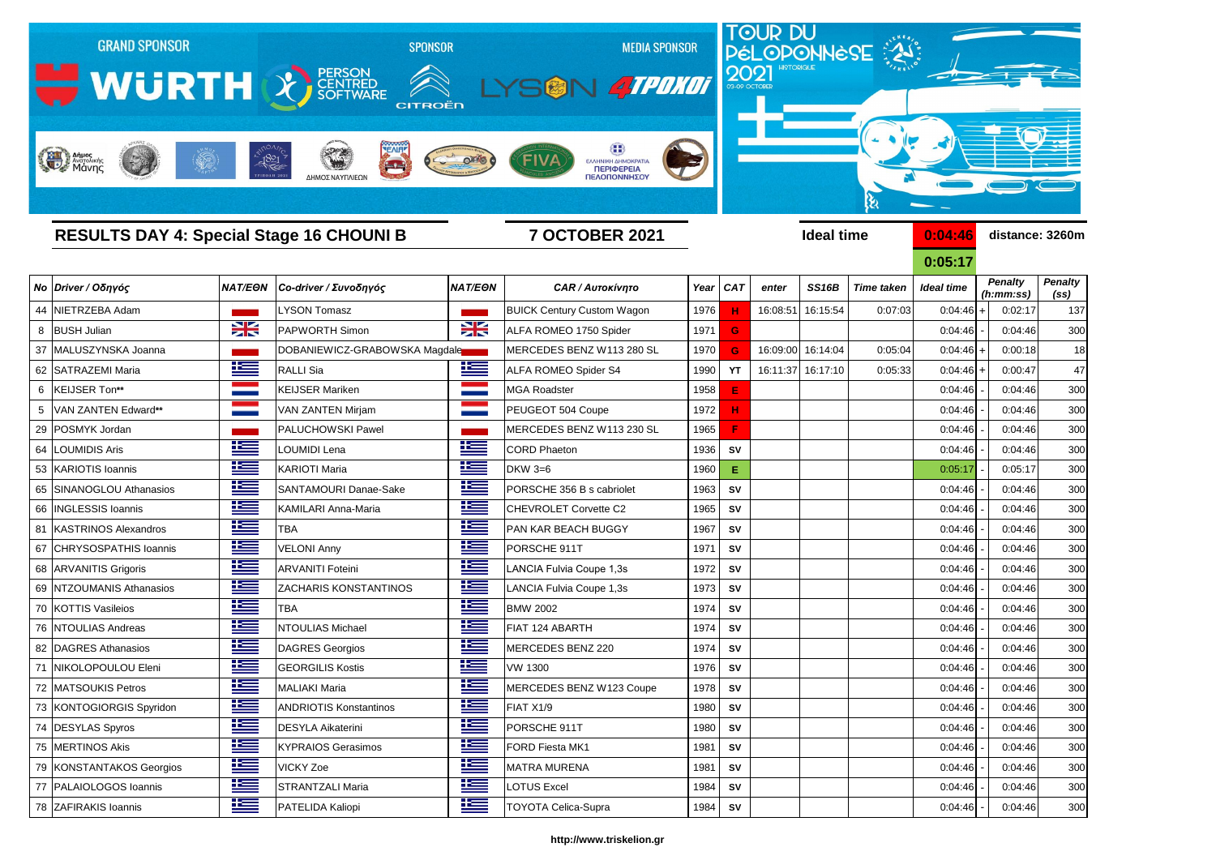GRAND SPONSOR WÜRTH — PERSON CENTRED SOFTWARE — SPONSOR CITROËN — MEDIA SPONSOR LYSON 4TROXOI

TOUR DU PÉLOPONNÈSE 2021 HISTORIQUE 03-09 OCTOBER

## RESULTS DAY 4: Special Stage 16 CHOUNI B

**7 OCTOBER 2021**

**Ideal time** 0:04:46 / 0:05:17 **distance: 3260m**

| No | Driver / Οδηγός | NAT/ΕΘΝ | Co-driver / Συνοδηγός | NAT/ΕΘΝ | CAR / Αυτοκίνητο | Year | CAT | enter | SS16B | Time taken | Ideal time | | Penalty (h:mm:ss) | Penalty (ss) |
|---|---|---|---|---|---|---|---|---|---|---|---|---|---|---|
| 44 | NIETRZEBA Adam | | LYSON Tomasz | | BUICK Century Custom Wagon | 1976 | H | 16:08:51 | 16:15:54 | 0:07:03 | 0:04:46 | + | 0:02:17 | 137 |
| 8 | BUSH Julian | | PAPWORTH Simon | | ALFA ROMEO 1750 Spider | 1971 | G | | | | 0:04:46 | - | 0:04:46 | 300 |
| 37 | MALUSZYNSKA Joanna | | DOBANIEWICZ-GRABOWSKA Magdale | | MERCEDES BENZ W113 280 SL | 1970 | G | 16:09:00 | 16:14:04 | 0:05:04 | 0:04:46 | + | 0:00:18 | 18 |
| 62 | SATRAZEMI Maria | | RALLI Sia | | ALFA ROMEO Spider S4 | 1990 | YT | 16:11:37 | 16:17:10 | 0:05:33 | 0:04:46 | + | 0:00:47 | 47 |
| 6 | KEIJSER Ton** | | KEIJSER Mariken | | MGA Roadster | 1958 | E | | | | 0:04:46 | - | 0:04:46 | 300 |
| 5 | VAN ZANTEN Edward** | | VAN ZANTEN Mirjam | | PEUGEOT 504 Coupe | 1972 | H | | | | 0:04:46 | - | 0:04:46 | 300 |
| 29 | POSMYK Jordan | | PALUCHOWSKI Pawel | | MERCEDES BENZ W113 230 SL | 1965 | F | | | | 0:04:46 | - | 0:04:46 | 300 |
| 64 | LOUMIDIS Aris | | LOUMIDI Lena | | CORD Phaeton | 1936 | SV | | | | 0:04:46 | - | 0:04:46 | 300 |
| 53 | KARIOTIS Ioannis | | KARIOTI Maria | | DKW 3=6 | 1960 | E | | | | 0:05:17 | - | 0:05:17 | 300 |
| 65 | SINANOGLOU Athanasios | | SANTAMOURI Danae-Sake | | PORSCHE 356 B s cabriolet | 1963 | SV | | | | 0:04:46 | - | 0:04:46 | 300 |
| 66 | INGLESSIS Ioannis | | KAMILARI Anna-Maria | | CHEVROLET Corvette C2 | 1965 | SV | | | | 0:04:46 | - | 0:04:46 | 300 |
| 81 | KASTRINOS Alexandros | | TBA | | PAN KAR BEACH BUGGY | 1967 | SV | | | | 0:04:46 | - | 0:04:46 | 300 |
| 67 | CHRYSOSPATHIS Ioannis | | VELONI Anny | | PORSCHE 911T | 1971 | SV | | | | 0:04:46 | - | 0:04:46 | 300 |
| 68 | ARVANITIS Grigoris | | ARVANITI Foteini | | LANCIA Fulvia Coupe 1,3s | 1972 | SV | | | | 0:04:46 | - | 0:04:46 | 300 |
| 69 | NTZOUMANIS Athanasios | | ZACHARIS KONSTANTINOS | | LANCIA Fulvia Coupe 1,3s | 1973 | SV | | | | 0:04:46 | - | 0:04:46 | 300 |
| 70 | KOTTIS Vasileios | | TBA | | BMW 2002 | 1974 | SV | | | | 0:04:46 | - | 0:04:46 | 300 |
| 76 | NTOULIAS Andreas | | NTOULIAS Michael | | FIAT 124 ABARTH | 1974 | SV | | | | 0:04:46 | - | 0:04:46 | 300 |
| 82 | DAGRES Athanasios | | DAGRES Georgios | | MERCEDES BENZ 220 | 1974 | SV | | | | 0:04:46 | - | 0:04:46 | 300 |
| 71 | NIKOLOPOULOU Eleni | | GEORGILIS Kostis | | VW 1300 | 1976 | SV | | | | 0:04:46 | - | 0:04:46 | 300 |
| 72 | MATSOUKIS Petros | | MALIAKI Maria | | MERCEDES BENZ W123 Coupe | 1978 | SV | | | | 0:04:46 | - | 0:04:46 | 300 |
| 73 | KONTOGIORGIS Spyridon | | ANDRIOTIS Konstantinos | | FIAT X1/9 | 1980 | SV | | | | 0:04:46 | - | 0:04:46 | 300 |
| 74 | DESYLAS Spyros | | DESYLA Aikaterini | | PORSCHE 911T | 1980 | SV | | | | 0:04:46 | - | 0:04:46 | 300 |
| 75 | MERTINOS Akis | | KYPRAIOS Gerasimos | | FORD Fiesta MK1 | 1981 | SV | | | | 0:04:46 | - | 0:04:46 | 300 |
| 79 | KONSTANTAKOS Georgios | | VICKY Zoe | | MATRA MURENA | 1981 | SV | | | | 0:04:46 | - | 0:04:46 | 300 |
| 77 | PALAIOLOGOS Ioannis | | STRANTZALI Maria | | LOTUS Excel | 1984 | SV | | | | 0:04:46 | - | 0:04:46 | 300 |
| 78 | ZAFIRAKIS Ioannis | | PATELIDA Kaliopi | | TOYOTA Celica-Supra | 1984 | SV | | | | 0:04:46 | - | 0:04:46 | 300 |

http://www.triskelion.gr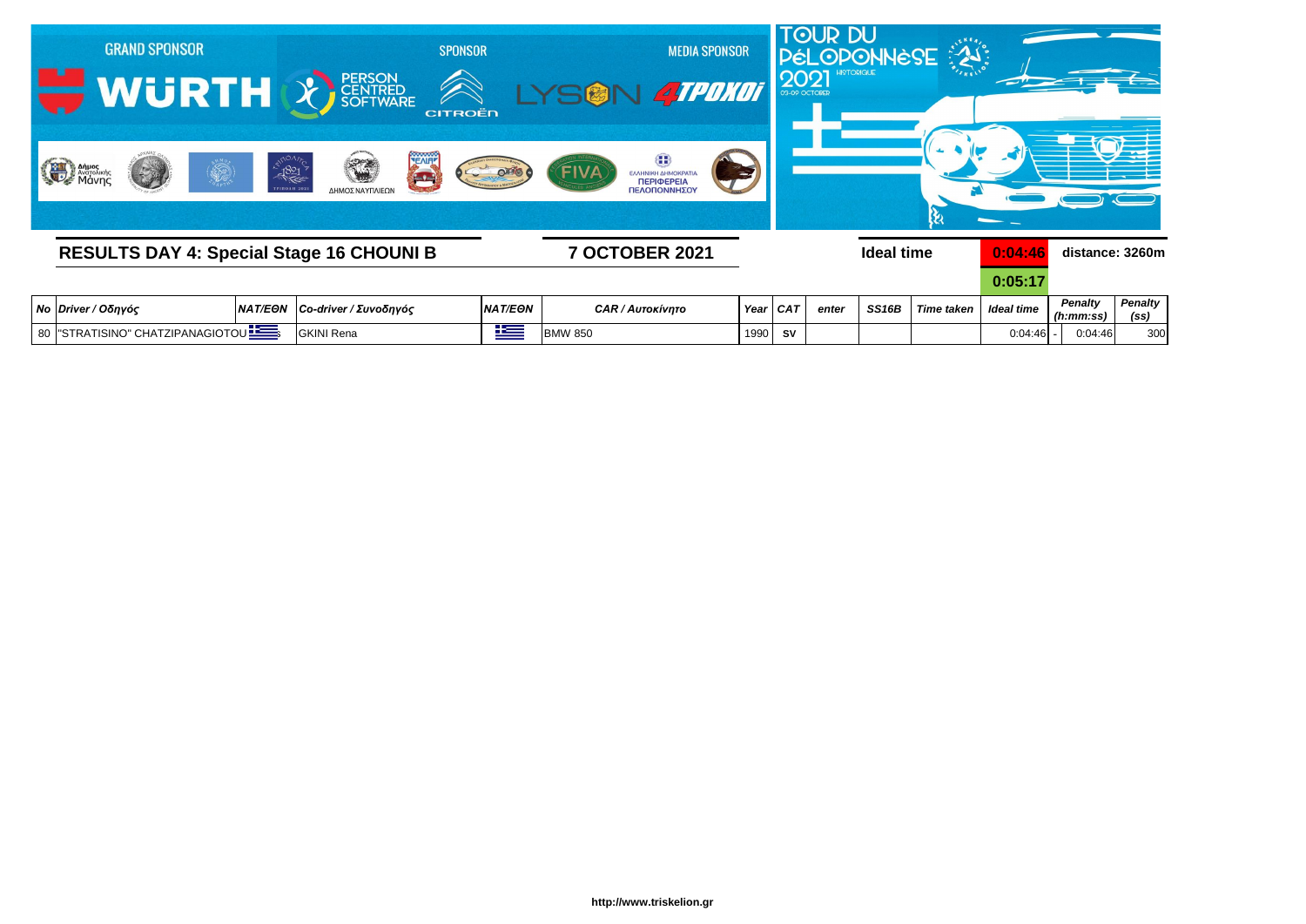GRAND SPONSOR WÜRTH — SPONSOR PERSON CENTRED SOFTWARE, CITROËN — MEDIA SPONSOR LYSON 4TPOXOI

TOUR DU PÉLOPONNÈSE 2021 HISTORIQUE 03-09 OCTOBER

Δήμος Ανατολικής Μάνης — ΔΗΜΟΣ ΝΑΥΠΛΙΕΩΝ — FIVA — ΕΛΛΗΝΙΚΗ ΔΗΜΟΚΡΑΤΙΑ ΠΕΡΙΦΕΡΕΙΑ ΠΕΛΟΠΟΝΝΗΣΟΥ

## RESULTS DAY 4: Special Stage 16 CHOUNI B

**7 OCTOBER 2021**

**Ideal time** 0:04:46 — **distance: 3260m**

0:05:17

| No | Driver / Οδηγός | NAT/ΕΘΝ | Co-driver / Συνοδηγός | NAT/ΕΘΝ | CAR / Αυτοκίνητο | Year | CAT | enter | SS16B | Time taken | Ideal time | | Penalty (h:mm:ss) | Penalty (ss) |
|---|---|---|---|---|---|---|---|---|---|---|---|---|---|---|
| 80 | "STRATISINO" CHATZIPANAGIOTOU | | GKINI Rena | | BMW 850 | 1990 | SV | | | | 0:04:46 | - | 0:04:46 | 300 |

http://www.triskelion.gr